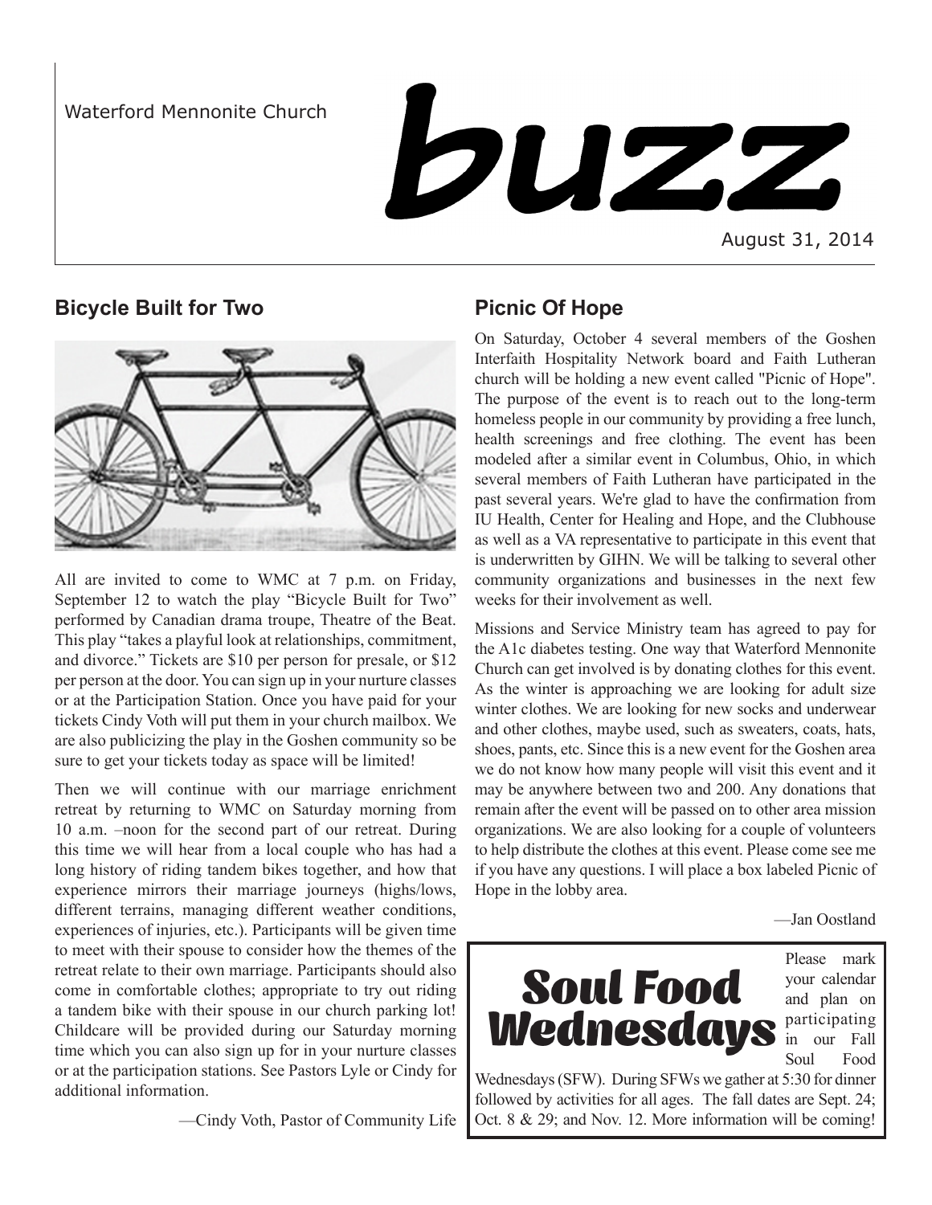Waterford Mennonite Church

# buzz

August 31, 2014

## Bicycle Built for Two

All are invited to come to WMC at 7 p.m. on Friday, September 12 to watch the play "Bicycle Built for Two" performed by Canadian drama troupe, Theatre of the Beat. This play "takes a playful look at relationships, commitment, and divorce." Tickets are $10 per person for presale, or $12 per person at the door. You can sign up in your nurture classes or at the Participation Station. Once you have paid for your tickets Cindy Voth will put them in your church mailbox. We are also publicizing the play in the Goshen community so be sure to get your tickets today as space will be limited!

Then we will continue with our marriage enrichment retreat by returning to WMC on Saturday morning from 10 a.m. –noon for the second part of our retreat. During this time we will hear from a local couple who has had a long history of riding tandem bikes together, and how that experience mirrors their marriage journeys (highs/lows, different terrains, managing different weather conditions, experiences of injuries, etc.). Participants will be given time to meet with their spouse to consider how the themes of the retreat relate to their own marriage. Participants should also come in comfortable clothes; appropriate to try out riding a tandem bike with their spouse in our church parking lot! Childcare will be provided during our Saturday morning time which you can also sign up for in your nurture classes or at the participation stations. See Pastors Lyle or Cindy for additional information.

—Cindy Voth, Pastor of Community Life

## Picnic Of Hope

On Saturday, October 4 several members of the Goshen Interfaith Hospitality Network board and Faith Lutheran church will be holding a new event called "Picnic of Hope". The purpose of the event is to reach out to the long-term homeless people in our community by providing a free lunch, health screenings and free clothing. The event has been modeled after a similar event in Columbus, Ohio, in which several members of Faith Lutheran have participated in the past several years. We're glad to have the confirmation from IU Health, Center for Healing and Hope, and the Clubhouse as well as a VA representative to participate in this event that is underwritten by GIHN. We will be talking to several other community organizations and businesses in the next few weeks for their involvement as well.

Missions and Service Ministry team has agreed to pay for the A1c diabetes testing. One way that Waterford Mennonite Church can get involved is by donating clothes for this event. As the winter is approaching we are looking for adult size winter clothes. We are looking for new socks and underwear and other clothes, maybe used, such as sweaters, coats, hats, shoes, pants, etc. Since this is a new event for the Goshen area we do not know how many people will visit this event and it may be anywhere between two and 200. Any donations that remain after the event will be passed on to other area mission organizations. We are also looking for a couple of volunteers to help distribute the clothes at this event. Please come see me if you have any questions. I will place a box labeled Picnic of Hope in the lobby area.

—Jan Oostland

## Soul Food Wednesdays

Please mark your calendar and plan on participating in our Fall Soul Food Wednesdays (SFW). During SFWs we gather at 5:30 for dinner followed by activities for all ages. The fall dates are Sept. 24; Oct. 8 & 29; and Nov. 12. More information will be coming!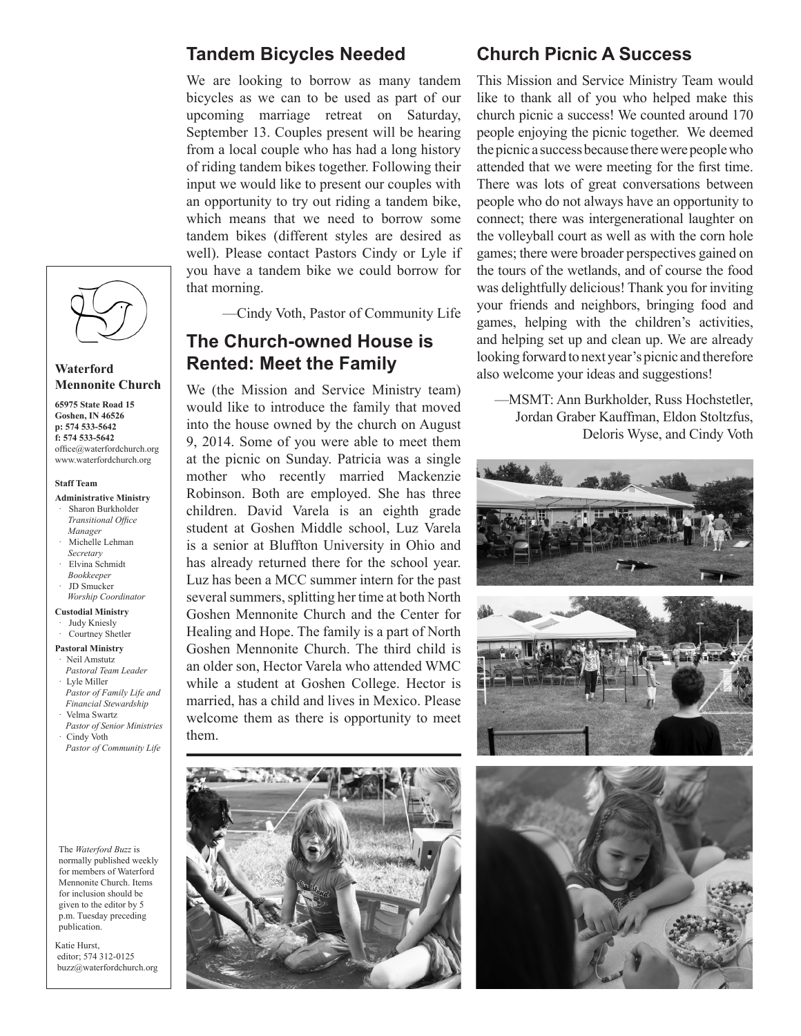## Tandem Bicycles Needed

We are looking to borrow as many tandem bicycles as we can to be used as part of our upcoming marriage retreat on Saturday, September 13. Couples present will be hearing from a local couple who has had a long history of riding tandem bikes together. Following their input we would like to present our couples with an opportunity to try out riding a tandem bike, which means that we need to borrow some tandem bikes (different styles are desired as well). Please contact Pastors Cindy or Lyle if you have a tandem bike we could borrow for that morning.

—Cindy Voth, Pastor of Community Life

## The Church-owned House is Rented: Meet the Family

We (the Mission and Service Ministry team) would like to introduce the family that moved into the house owned by the church on August 9, 2014. Some of you were able to meet them at the picnic on Sunday. Patricia was a single mother who recently married Mackenzie Robinson. Both are employed. She has three children. David Varela is an eighth grade student at Goshen Middle school, Luz Varela is a senior at Bluffton University in Ohio and has already returned there for the school year. Luz has been a MCC summer intern for the past several summers, splitting her time at both North Goshen Mennonite Church and the Center for Healing and Hope. The family is a part of North Goshen Mennonite Church. The third child is an older son, Hector Varela who attended WMC while a student at Goshen College. Hector is married, has a child and lives in Mexico. Please welcome them as there is opportunity to meet them.

## Church Picnic A Success

This Mission and Service Ministry Team would like to thank all of you who helped make this church picnic a success! We counted around 170 people enjoying the picnic together. We deemed the picnic a success because there were people who attended that we were meeting for the first time. There was lots of great conversations between people who do not always have an opportunity to connect; there was intergenerational laughter on the volleyball court as well as with the corn hole games; there were broader perspectives gained on the tours of the wetlands, and of course the food was delightfully delicious! Thank you for inviting your friends and neighbors, bringing food and games, helping with the children's activities, and helping set up and clean up. We are already looking forward to next year's picnic and therefore also welcome your ideas and suggestions!

—MSMT: Ann Burkholder, Russ Hochstetler, Jordan Graber Kauffman, Eldon Stoltzfus, Deloris Wyse, and Cindy Voth

**Waterford Mennonite Church**

**65975 State Road 15**
**Goshen, IN 46526**
**p: 574 533-5642**
**f: 574 533-5642**
office@waterfordchurch.org
www.waterfordchurch.org

**Staff Team**

**Administrative Ministry**
- Sharon Burkholder *Transitional Office Manager*
- Michelle Lehman *Secretary*
- Elvina Schmidt *Bookkeeper*
- JD Smucker *Worship Coordinator*

**Custodial Ministry**
- Judy Kniesly
- Courtney Shetler

**Pastoral Ministry**
- Neil Amstutz *Pastoral Team Leader*
- Lyle Miller *Pastor of Family Life and Financial Stewardship*
- Velma Swartz *Pastor of Senior Ministries*
- Cindy Voth *Pastor of Community Life*

The *Waterford Buzz* is normally published weekly for members of Waterford Mennonite Church. Items for inclusion should be given to the editor by 5 p.m. Tuesday preceding publication.

Katie Hurst, editor; 574 312-0125
buzz@waterfordchurch.org